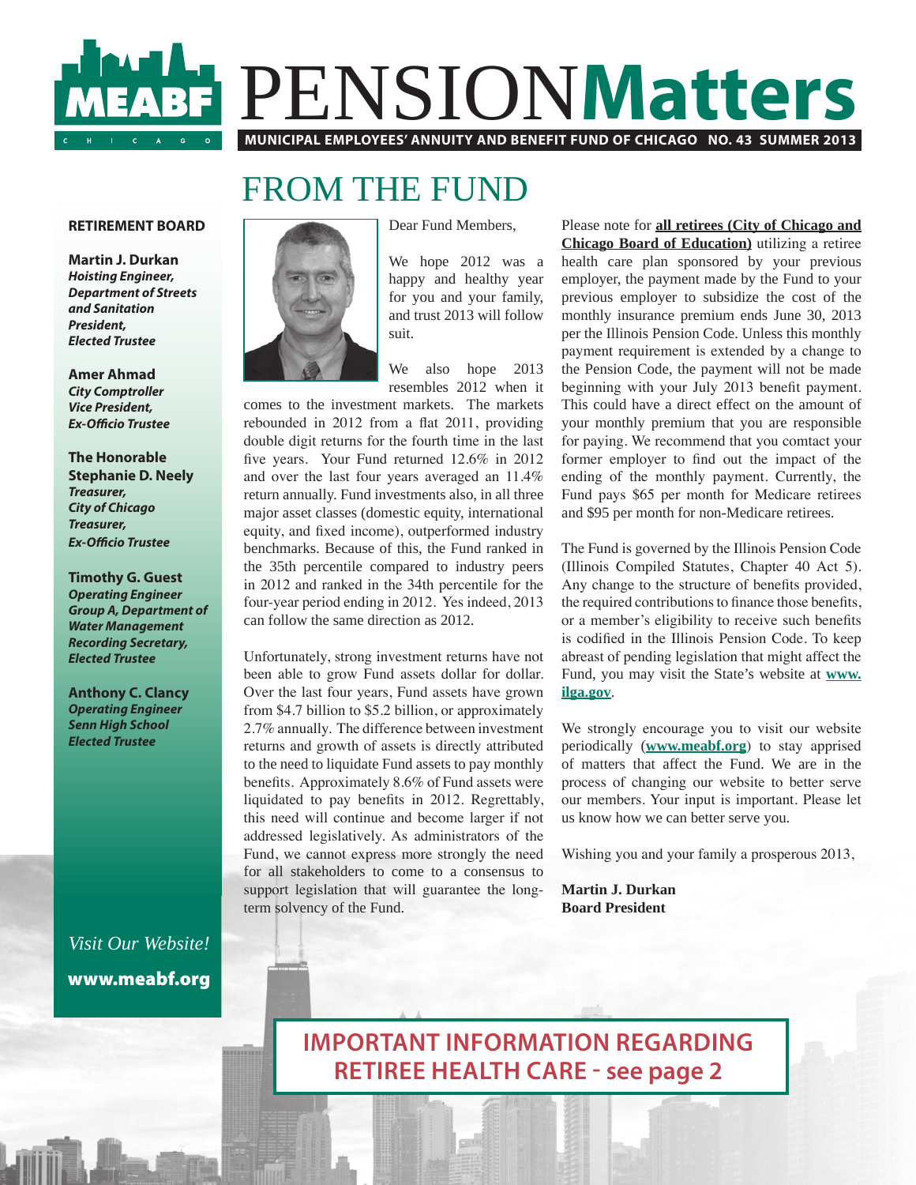# PENSION**Matters**

**MUNICIPAL EMPLOYEES' ANNUITY AND BENEFIT FUND OF CHICAGO NO. 43 SUMMER 2013**

## FROM THE FUND

**RETIREMENT BOARD**

**Martin J. Durkan**
***Hoisting Engineer, Department of Streets and Sanitation President, Elected Trustee***

**Amer Ahmad**
***City Comptroller Vice President, Ex-Officio Trustee***

**The Honorable Stephanie D. Neely**
***Treasurer, City of Chicago Treasurer, Ex-Officio Trustee***

**Timothy G. Guest**
***Operating Engineer Group A, Department of Water Management Recording Secretary, Elected Trustee***

**Anthony C. Clancy**
***Operating Engineer Senn High School Elected Trustee***

*Visit Our Website!*

**www.meabf.org**

Dear Fund Members,

We hope 2012 was a happy and healthy year for you and your family, and trust 2013 will follow suit.

We also hope 2013 resembles 2012 when it comes to the investment markets. The markets rebounded in 2012 from a flat 2011, providing double digit returns for the fourth time in the last five years. Your Fund returned 12.6% in 2012 and over the last four years averaged an 11.4% return annually. Fund investments also, in all three major asset classes (domestic equity, international equity, and fixed income), outperformed industry benchmarks. Because of this, the Fund ranked in the 35th percentile compared to industry peers in 2012 and ranked in the 34th percentile for the four-year period ending in 2012. Yes indeed, 2013 can follow the same direction as 2012.

Unfortunately, strong investment returns have not been able to grow Fund assets dollar for dollar. Over the last four years, Fund assets have grown from $4.7 billion to $5.2 billion, or approximately 2.7% annually. The difference between investment returns and growth of assets is directly attributed to the need to liquidate Fund assets to pay monthly benefits. Approximately 8.6% of Fund assets were liquidated to pay benefits in 2012. Regrettably, this need will continue and become larger if not addressed legislatively. As administrators of the Fund, we cannot express more strongly the need for all stakeholders to come to a consensus to support legislation that will guarantee the long-term solvency of the Fund.

Please note for **all retirees (City of Chicago and Chicago Board of Education)** utilizing a retiree health care plan sponsored by your previous employer, the payment made by the Fund to your previous employer to subsidize the cost of the monthly insurance premium ends June 30, 2013 per the Illinois Pension Code. Unless this monthly payment requirement is extended by a change to the Pension Code, the payment will not be made beginning with your July 2013 benefit payment. This could have a direct effect on the amount of your monthly premium that you are responsible for paying. We recommend that you comtact your former employer to find out the impact of the ending of the monthly payment. Currently, the Fund pays $65 per month for Medicare retirees and $95 per month for non-Medicare retirees.

The Fund is governed by the Illinois Pension Code (Illinois Compiled Statutes, Chapter 40 Act 5). Any change to the structure of benefits provided, the required contributions to finance those benefits, or a member's eligibility to receive such benefits is codified in the Illinois Pension Code. To keep abreast of pending legislation that might affect the Fund, you may visit the State's website at **www.ilga.gov**.

We strongly encourage you to visit our website periodically (**www.meabf.org**) to stay apprised of matters that affect the Fund. We are in the process of changing our website to better serve our members. Your input is important. Please let us know how we can better serve you.

Wishing you and your family a prosperous 2013,

**Martin J. Durkan**
**Board President**

**IMPORTANT INFORMATION REGARDING RETIREE HEALTH CARE - see page 2**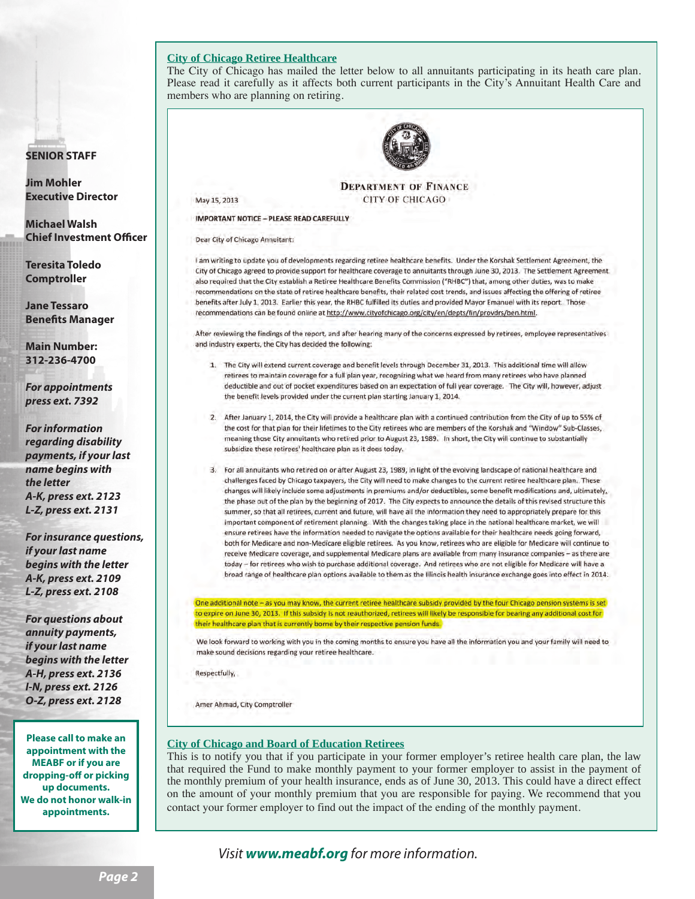## City of Chicago Retiree Healthcare

The City of Chicago has mailed the letter below to all annuitants participating in its heath care plan. Please read it carefully as it affects both current participants in the City's Annuitant Health Care and members who are planning on retiring.

---

**DEPARTMENT OF FINANCE**
CITY OF CHICAGO

May 15, 2013

**IMPORTANT NOTICE – PLEASE READ CAREFULLY**

Dear City of Chicago Annuitant:

I am writing to update you of developments regarding retiree healthcare benefits. Under the Korshak Settlement Agreement, the City of Chicago agreed to provide support for healthcare coverage to annuitants through June 30, 2013. The Settlement Agreement also required that the City establish a Retiree Healthcare Benefits Commission ("RHBC") that, among other duties, was to make recommendations on the state of retiree healthcare benefits, their related cost trends, and issues affecting the offering of retiree benefits after July 1, 2013. Earlier this year, the RHBC fulfilled its duties and provided Mayor Emanuel with its report. Those recommendations can be found online at http://www.cityofchicago.org/city/en/depts/fin/provdrs/ben.html.

After reviewing the findings of the report, and after hearing many of the concerns expressed by retirees, employee representatives and industry experts, the City has decided the following:

1. The City will extend current coverage and benefit levels through December 31, 2013. This additional time will allow retirees to maintain coverage for a full plan year, recognizing what we heard from many retirees who have planned deductible and out of pocket expenditures based on an expectation of full year coverage. The City will, however, adjust the benefit levels provided under the current plan starting January 1, 2014.

2. After January 1, 2014, the City will provide a healthcare plan with a continued contribution from the City of up to 55% of the cost for that plan for their lifetimes to the City retirees who are members of the Korshak and "Window" Sub-Classes, meaning those City annuitants who retired prior to August 23, 1989. In short, the City will continue to substantially subsidize these retirees' healthcare plan as it does today.

3. For all annuitants who retired on or after August 23, 1989, in light of the evolving landscape of national healthcare and challenges faced by Chicago taxpayers, the City will need to make changes to the current retiree healthcare plan. These changes will likely include some adjustments in premiums and/or deductibles, some benefit modifications and, ultimately, the phase out of the plan by the beginning of 2017. The City expects to announce the details of this revised structure this summer, so that all retirees, current and future, will have all the information they need to appropriately prepare for this important component of retirement planning. With the changes taking place in the national healthcare market, we will ensure retirees have the information needed to navigate the options available for their healthcare needs going forward, both for Medicare and non-Medicare eligible retirees. As you know, retirees who are eligible for Medicare will continue to receive Medicare coverage, and supplemental Medicare plans are available from many insurance companies – as there are today – for retirees who wish to purchase additional coverage. And retirees who are not eligible for Medicare will have a broad range of healthcare plan options available to them as the Illinois health insurance exchange goes into effect in 2014.

One additional note – as you may know, the current retiree healthcare subsidy provided by the four Chicago pension systems is set to expire on June 30, 2013. If this subsidy is not reauthorized, retirees will likely be responsible for bearing any additional cost for their healthcare plan that is currently borne by their respective pension funds.

We look forward to working with you in the coming months to ensure you have all the information you and your family will need to make sound decisions regarding your retiree healthcare.

Respectfully,

Amer Ahmad, City Comptroller

---

## City of Chicago and Board of Education Retirees

This is to notify you that if you participate in your former employer's retiree health care plan, the law that required the Fund to make monthly payment to your former employer to assist in the payment of the monthly premium of your health insurance, ends as of June 30, 2013. This could have a direct effect on the amount of your monthly premium that you are responsible for paying. We recommend that you contact your former employer to find out the impact of the ending of the monthly payment.

---

**SENIOR STAFF**

**Jim Mohler**
**Executive Director**

**Michael Walsh**
**Chief Investment Officer**

**Teresita Toledo**
**Comptroller**

**Jane Tessaro**
**Benefits Manager**

**Main Number:**
**312-236-4700**

***For appointments press ext. 7392***

***For information regarding disability payments, if your last name begins with the letter***
***A-K, press ext. 2123***
***L-Z, press ext. 2131***

***For insurance questions, if your last name begins with the letter***
***A-K, press ext. 2109***
***L-Z, press ext. 2108***

***For questions about annuity payments, if your last name begins with the letter***
***A-H, press ext. 2136***
***I-N, press ext. 2126***
***O-Z, press ext. 2128***

**Please call to make an appointment with the MEABF or if you are dropping-off or picking up documents. We do not honor walk-in appointments.**

*Visit **www.meabf.org** for more information.*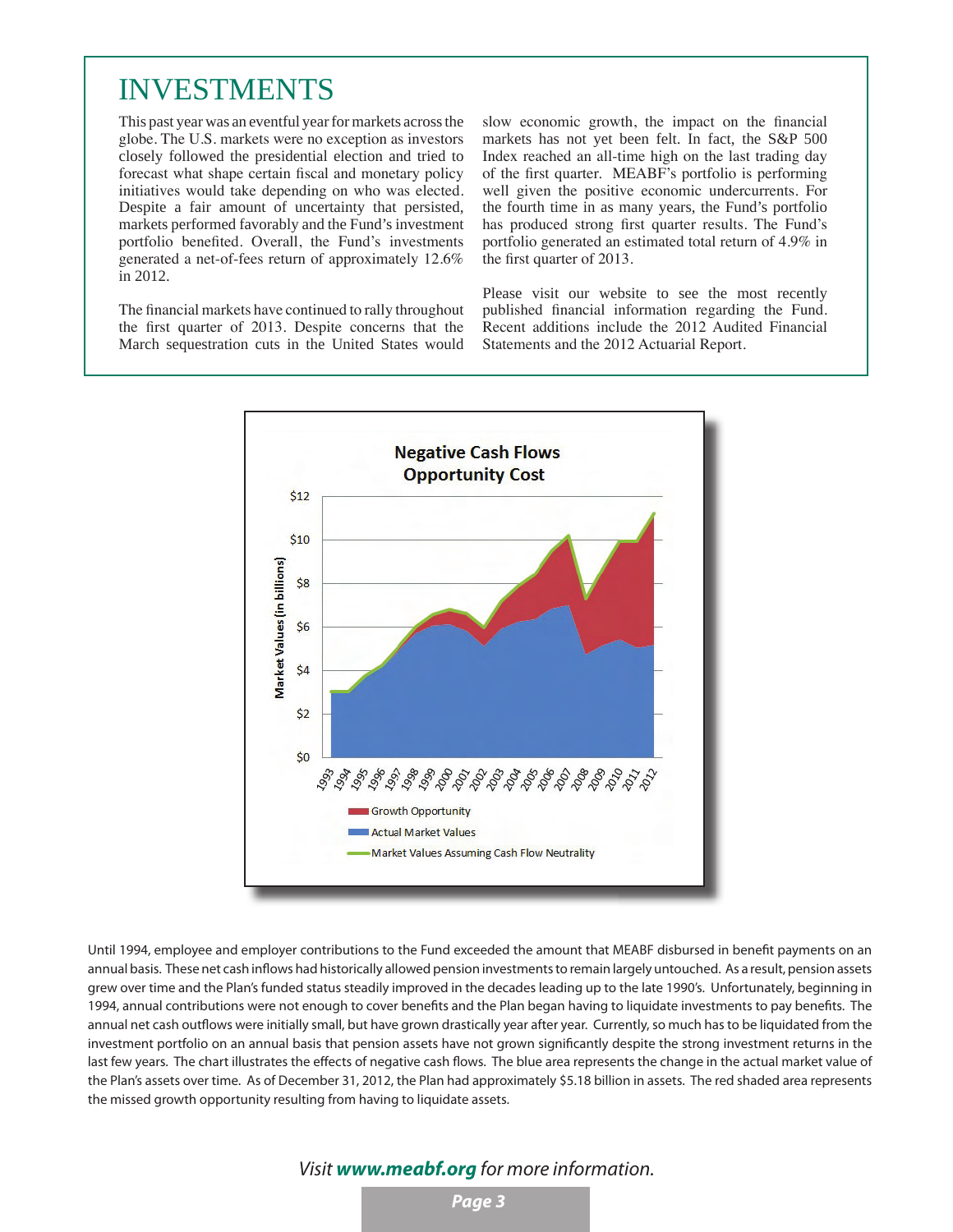# INVESTMENTS

This past year was an eventful year for markets across the globe. The U.S. markets were no exception as investors closely followed the presidential election and tried to forecast what shape certain fiscal and monetary policy initiatives would take depending on who was elected. Despite a fair amount of uncertainty that persisted, markets performed favorably and the Fund's investment portfolio benefited. Overall, the Fund's investments generated a net-of-fees return of approximately 12.6% in 2012.

The financial markets have continued to rally throughout the first quarter of 2013. Despite concerns that the March sequestration cuts in the United States would slow economic growth, the impact on the financial markets has not yet been felt. In fact, the S&P 500 Index reached an all-time high on the last trading day of the first quarter. MEABF's portfolio is performing well given the positive economic undercurrents. For the fourth time in as many years, the Fund's portfolio has produced strong first quarter results. The Fund's portfolio generated an estimated total return of 4.9% in the first quarter of 2013.

Please visit our website to see the most recently published financial information regarding the Fund. Recent additions include the 2012 Audited Financial Statements and the 2012 Actuarial Report.

**Negative Cash Flows Opportunity Cost**

Until 1994, employee and employer contributions to the Fund exceeded the amount that MEABF disbursed in benefit payments on an annual basis. These net cash inflows had historically allowed pension investments to remain largely untouched. As a result, pension assets grew over time and the Plan's funded status steadily improved in the decades leading up to the late 1990's. Unfortunately, beginning in 1994, annual contributions were not enough to cover benefits and the Plan began having to liquidate investments to pay benefits. The annual net cash outflows were initially small, but have grown drastically year after year. Currently, so much has to be liquidated from the investment portfolio on an annual basis that pension assets have not grown significantly despite the strong investment returns in the last few years. The chart illustrates the effects of negative cash flows. The blue area represents the change in the actual market value of the Plan's assets over time. As of December 31, 2012, the Plan had approximately $5.18 billion in assets. The red shaded area represents the missed growth opportunity resulting from having to liquidate assets.

*Visit **www.meabf.org** for more information.*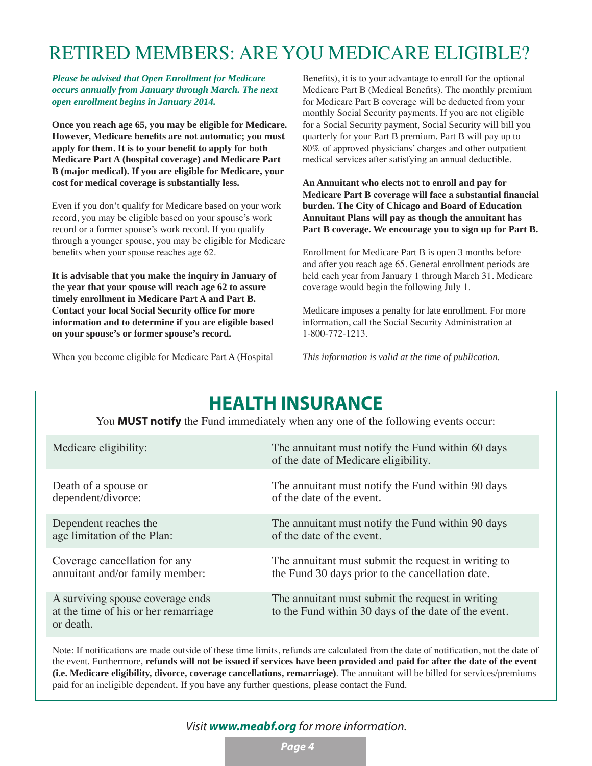# RETIRED MEMBERS: ARE YOU MEDICARE ELIGIBLE?

***Please be advised that Open Enrollment for Medicare occurs annually from January through March. The next open enrollment begins in January 2014.***

**Once you reach age 65, you may be eligible for Medicare. However, Medicare benefits are not automatic; you must apply for them. It is to your benefit to apply for both Medicare Part A (hospital coverage) and Medicare Part B (major medical). If you are eligible for Medicare, your cost for medical coverage is substantially less.**

Even if you don't qualify for Medicare based on your work record, you may be eligible based on your spouse's work record or a former spouse's work record. If you qualify through a younger spouse, you may be eligible for Medicare benefits when your spouse reaches age 62.

**It is advisable that you make the inquiry in January of the year that your spouse will reach age 62 to assure timely enrollment in Medicare Part A and Part B. Contact your local Social Security office for more information and to determine if you are eligible based on your spouse's or former spouse's record.**

When you become eligible for Medicare Part A (Hospital Benefits), it is to your advantage to enroll for the optional Medicare Part B (Medical Benefits). The monthly premium for Medicare Part B coverage will be deducted from your monthly Social Security payments. If you are not eligible for a Social Security payment, Social Security will bill you quarterly for your Part B premium. Part B will pay up to 80% of approved physicians' charges and other outpatient medical services after satisfying an annual deductible.

**An Annuitant who elects not to enroll and pay for Medicare Part B coverage will face a substantial financial burden. The City of Chicago and Board of Education Annuitant Plans will pay as though the annuitant has Part B coverage. We encourage you to sign up for Part B.**

Enrollment for Medicare Part B is open 3 months before and after you reach age 65. General enrollment periods are held each year from January 1 through March 31. Medicare coverage would begin the following July 1.

Medicare imposes a penalty for late enrollment. For more information, call the Social Security Administration at 1-800-772-1213.

*This information is valid at the time of publication.*

## HEALTH INSURANCE

You **MUST notify** the Fund immediately when any one of the following events occur:

| Event | Requirement |
|---|---|
| Medicare eligibility: | The annuitant must notify the Fund within 60 days of the date of Medicare eligibility. |
| Death of a spouse or dependent/divorce: | The annuitant must notify the Fund within 90 days of the date of the event. |
| Dependent reaches the age limitation of the Plan: | The annuitant must notify the Fund within 90 days of the date of the event. |
| Coverage cancellation for any annuitant and/or family member: | The annuitant must submit the request in writing to the Fund 30 days prior to the cancellation date. |
| A surviving spouse coverage ends at the time of his or her remarriage or death. | The annuitant must submit the request in writing to the Fund within 30 days of the date of the event. |

Note: If notifications are made outside of these time limits, refunds are calculated from the date of notification, not the date of the event. Furthermore, **refunds will not be issued if services have been provided and paid for after the date of the event (i.e. Medicare eligibility, divorce, coverage cancellations, remarriage)**. The annuitant will be billed for services/premiums paid for an ineligible dependent. If you have any further questions, please contact the Fund.

*Visit **www.meabf.org** for more information.*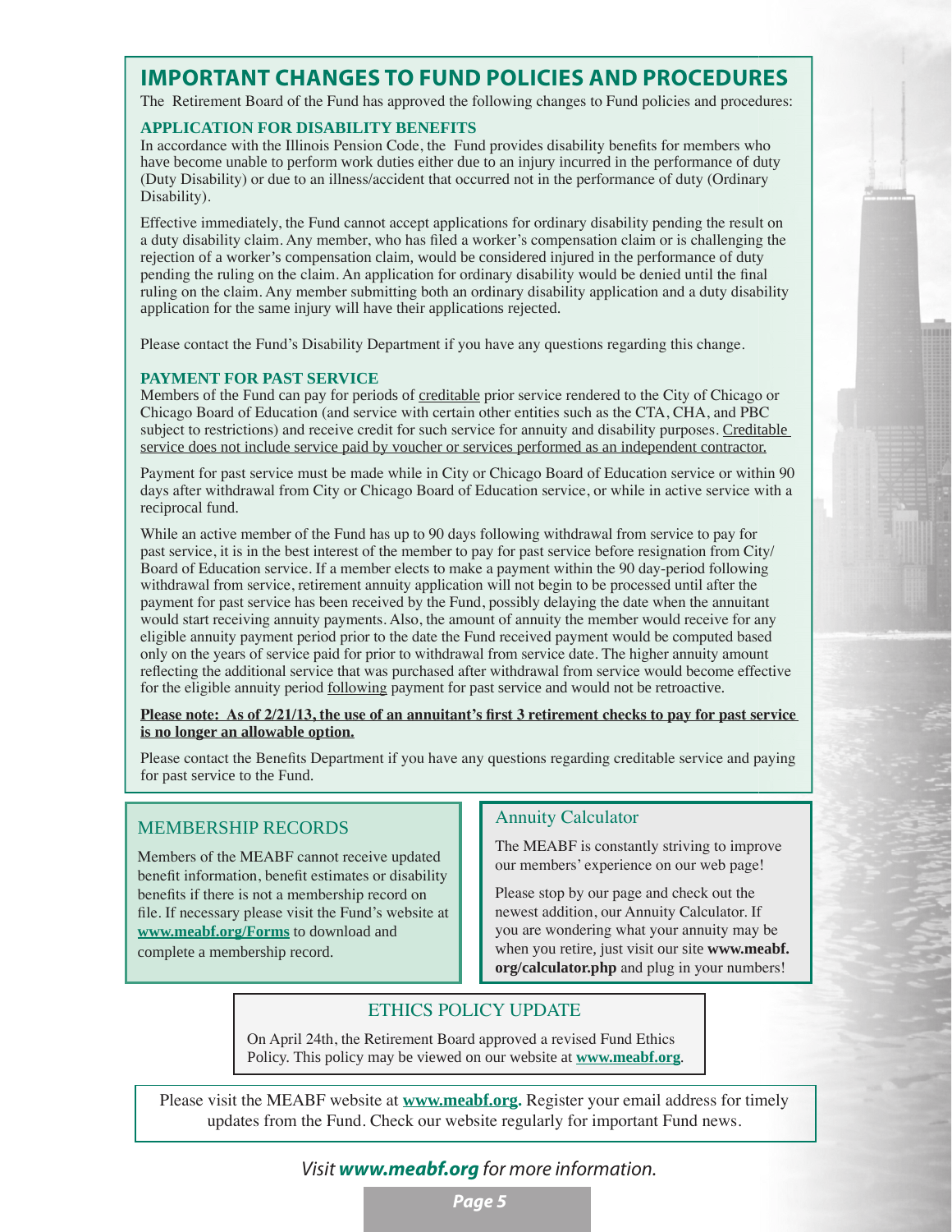# IMPORTANT CHANGES TO FUND POLICIES AND PROCEDURES

The Retirement Board of the Fund has approved the following changes to Fund policies and procedures:

### APPLICATION FOR DISABILITY BENEFITS

In accordance with the Illinois Pension Code, the Fund provides disability benefits for members who have become unable to perform work duties either due to an injury incurred in the performance of duty (Duty Disability) or due to an illness/accident that occurred not in the performance of duty (Ordinary Disability).

Effective immediately, the Fund cannot accept applications for ordinary disability pending the result on a duty disability claim. Any member, who has filed a worker's compensation claim or is challenging the rejection of a worker's compensation claim, would be considered injured in the performance of duty pending the ruling on the claim. An application for ordinary disability would be denied until the final ruling on the claim. Any member submitting both an ordinary disability application and a duty disability application for the same injury will have their applications rejected.

Please contact the Fund's Disability Department if you have any questions regarding this change.

### PAYMENT FOR PAST SERVICE

Members of the Fund can pay for periods of creditable prior service rendered to the City of Chicago or Chicago Board of Education (and service with certain other entities such as the CTA, CHA, and PBC subject to restrictions) and receive credit for such service for annuity and disability purposes. Creditable service does not include service paid by voucher or services performed as an independent contractor.

Payment for past service must be made while in City or Chicago Board of Education service or within 90 days after withdrawal from City or Chicago Board of Education service, or while in active service with a reciprocal fund.

While an active member of the Fund has up to 90 days following withdrawal from service to pay for past service, it is in the best interest of the member to pay for past service before resignation from City/Board of Education service. If a member elects to make a payment within the 90 day-period following withdrawal from service, retirement annuity application will not begin to be processed until after the payment for past service has been received by the Fund, possibly delaying the date when the annuitant would start receiving annuity payments. Also, the amount of annuity the member would receive for any eligible annuity payment period prior to the date the Fund received payment would be computed based only on the years of service paid for prior to withdrawal from service date. The higher annuity amount reflecting the additional service that was purchased after withdrawal from service would become effective for the eligible annuity period following payment for past service and would not be retroactive.

**Please note: As of 2/21/13, the use of an annuitant's first 3 retirement checks to pay for past service is no longer an allowable option.**

Please contact the Benefits Department if you have any questions regarding creditable service and paying for past service to the Fund.

## MEMBERSHIP RECORDS

Members of the MEABF cannot receive updated benefit information, benefit estimates or disability benefits if there is not a membership record on file. If necessary please visit the Fund's website at **www.meabf.org/Forms** to download and complete a membership record.

## Annuity Calculator

The MEABF is constantly striving to improve our members' experience on our web page!

Please stop by our page and check out the newest addition, our Annuity Calculator. If you are wondering what your annuity may be when you retire, just visit our site **www.meabf.org/calculator.php** and plug in your numbers!

## ETHICS POLICY UPDATE

On April 24th, the Retirement Board approved a revised Fund Ethics Policy. This policy may be viewed on our website at **www.meabf.org**.

Please visit the MEABF website at **www.meabf.org.** Register your email address for timely updates from the Fund. Check our website regularly for important Fund news.

*Visit **www.meabf.org** for more information.*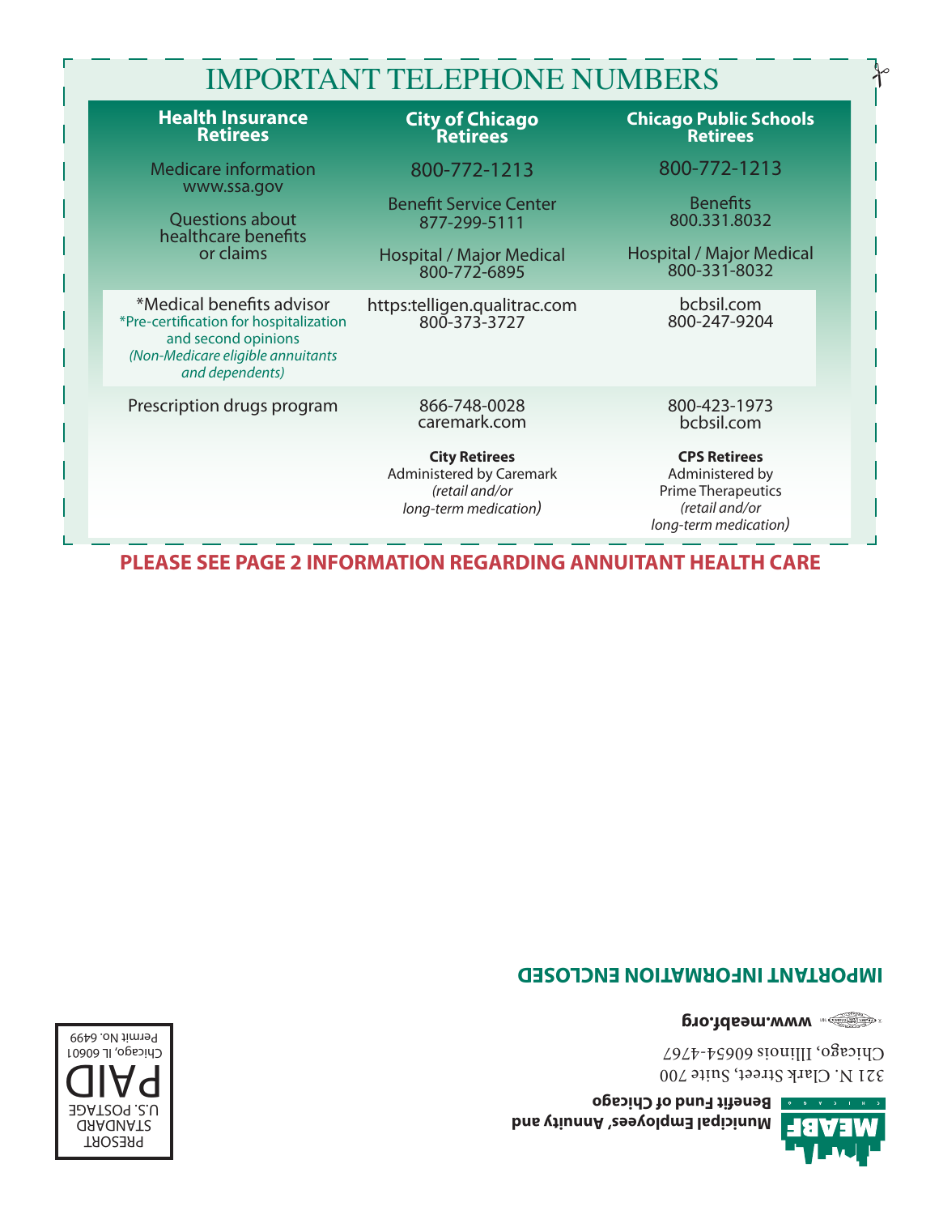# IMPORTANT TELEPHONE NUMBERS

| Health Insurance Retirees | City of Chicago Retirees | Chicago Public Schools Retirees |
|---|---|---|
| Medicare information www.ssa.gov | 800-772-1213 | 800-772-1213 |
| Questions about healthcare benefits or claims | Benefit Service Center 877-299-5111 | Benefits 800.331.8032 |
| | Hospital / Major Medical 800-772-6895 | Hospital / Major Medical 800-331-8032 |
| *Medical benefits advisor *Pre-certification for hospitalization and second opinions *(Non-Medicare eligible annuitants and dependents)* | https:telligen.qualitrac.com 800-373-3727 | bcbsil.com 800-247-9204 |
| Prescription drugs program | 866-748-0028 caremark.com | 800-423-1973 bcbsil.com |
| | **City Retirees** Administered by Caremark *(retail and/or long-term medication)* | **CPS Retirees** Administered by Prime Therapeutics *(retail and/or long-term medication)* |

**PLEASE SEE PAGE 2 INFORMATION REGARDING ANNUITANT HEALTH CARE**

**IMPORTANT INFORMATION ENCLOSED**

**www.meabf.org**

321 N. Clark Street, Suite 700
Chicago, Illinois 60654-4767

**Municipal Employees' Annuity and Benefit Fund of Chicago**

MEABF
CHICAGO

PRESORT
STANDARD
U.S. POSTAGE
PAID
Chicago, IL 60601
Permit No. 6499